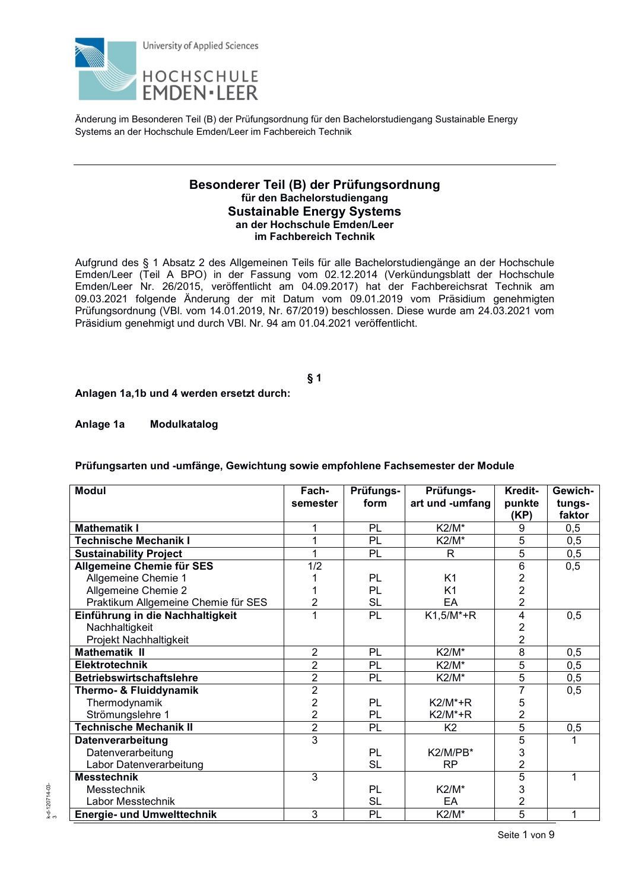Änderung im Besonderen Teil (B) der Prüfungsordnung für den Bachelorstudiengang Sustainable Energy Systems an der Hochschule Emden/Leer im Fachbereich Technik

---

# Besonderer Teil (B) der Prüfungsordnung
### für den Bachelorstudiengang
## Sustainable Energy Systems
### an der Hochschule Emden/Leer
### im Fachbereich Technik

Aufgrund des § 1 Absatz 2 des Allgemeinen Teils für alle Bachelorstudiengänge an der Hochschule Emden/Leer (Teil A BPO) in der Fassung vom 02.12.2014 (Verkündungsblatt der Hochschule Emden/Leer Nr. 26/2015, veröffentlicht am 04.09.2017) hat der Fachbereichsrat Technik am 09.03.2021 folgende Änderung der mit Datum vom 09.01.2019 vom Präsidium genehmigten Prüfungsordnung (VBl. vom 14.01.2019, Nr. 67/2019) beschlossen. Diese wurde am 24.03.2021 vom Präsidium genehmigt und durch VBl. Nr. 94 am 01.04.2021 veröffentlicht.

**§ 1**

**Anlagen 1a,1b und 4 werden ersetzt durch:**

**Anlage 1a Modulkatalog**

**Prüfungsarten und -umfänge, Gewichtung sowie empfohlene Fachsemester der Module**

| Modul | Fachsemester | Prüfungsform | Prüfungsart und -umfang | Kreditpunkte (KP) | Gewichtungsfaktor |
|---|---|---|---|---|---|
| **Mathematik I** | 1 | PL | K2/M* | 9 | 0,5 |
| **Technische Mechanik I** | 1 | PL | K2/M* | 5 | 0,5 |
| **Sustainability Project** | 1 | PL | R | 5 | 0,5 |
| **Allgemeine Chemie für SES** | 1/2 | | | 6 | 0,5 |
| Allgemeine Chemie 1 | 1 | PL | K1 | 2 | |
| Allgemeine Chemie 2 | 1 | PL | K1 | 2 | |
| Praktikum Allgemeine Chemie für SES | 2 | SL | EA | 2 | |
| **Einführung in die Nachhaltigkeit** | 1 | PL | K1,5/M*+R | 4 | 0,5 |
| Nachhaltigkeit | | | | 2 | |
| Projekt Nachhaltigkeit | | | | 2 | |
| **Mathematik II** | 2 | PL | K2/M* | 8 | 0,5 |
| **Elektrotechnik** | 2 | PL | K2/M* | 5 | 0,5 |
| **Betriebswirtschaftslehre** | 2 | PL | K2/M* | 5 | 0,5 |
| **Thermo- & Fluiddynamik** | 2 | | | 7 | 0,5 |
| Thermodynamik | 2 | PL | K2/M*+R | 5 | |
| Strömungslehre 1 | 2 | PL | K2/M*+R | 2 | |
| **Technische Mechanik II** | 2 | PL | K2 | 5 | 0,5 |
| **Datenverarbeitung** | 3 | | | 5 | 1 |
| Datenverarbeitung | | PL | K2/M/PB* | 3 | |
| Labor Datenverarbeitung | | SL | RP | 2 | |
| **Messtechnik** | 3 | | | 5 | 1 |
| Messtechnik | | PL | K2/M* | 3 | |
| Labor Messtechnik | | SL | EA | 2 | |
| **Energie- und Umwelttechnik** | 3 | PL | K2/M* | 5 | 1 |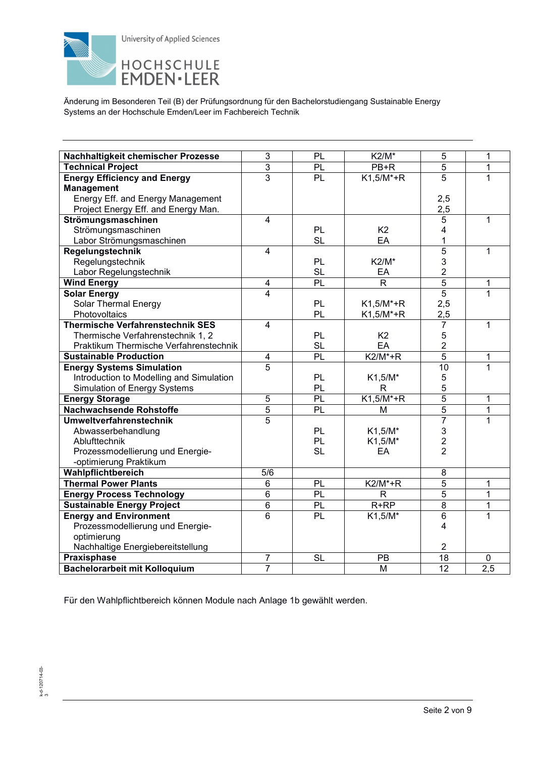Änderung im Besonderen Teil (B) der Prüfungsordnung für den Bachelorstudiengang Sustainable Energy Systems an der Hochschule Emden/Leer im Fachbereich Technik

| | | | | | |
|---|---|---|---|---|---|
| **Nachhaltigkeit chemischer Prozesse** | 3 | PL | K2/M* | 5 | 1 |
| **Technical Project** | 3 | PL | PB+R | 5 | 1 |
| **Energy Efficiency and Energy Management** | 3 | PL | K1,5/M*+R | 5 | 1 |
| Energy Eff. and Energy Management | | | | 2,5 | |
| Project Energy Eff. and Energy Man. | | | | 2,5 | |
| **Strömungsmaschinen** | 4 | | | 5 | 1 |
| Strömungsmaschinen | | PL | K2 | 4 | |
| Labor Strömungsmaschinen | | SL | EA | 1 | |
| **Regelungstechnik** | 4 | | | 5 | 1 |
| Regelungstechnik | | PL | K2/M* | 3 | |
| Labor Regelungstechnik | | SL | EA | 2 | |
| **Wind Energy** | 4 | PL | R | 5 | 1 |
| **Solar Energy** | 4 | | | 5 | 1 |
| Solar Thermal Energy | | PL | K1,5/M*+R | 2,5 | |
| Photovoltaics | | PL | K1,5/M*+R | 2,5 | |
| **Thermische Verfahrenstechnik SES** | 4 | | | 7 | 1 |
| Thermische Verfahrenstechnik 1, 2 | | PL | K2 | 5 | |
| Praktikum Thermische Verfahrenstechnik | | SL | EA | 2 | |
| **Sustainable Production** | 4 | PL | K2/M*+R | 5 | 1 |
| **Energy Systems Simulation** | 5 | | | 10 | 1 |
| Introduction to Modelling and Simulation | | PL | K1,5/M* | 5 | |
| Simulation of Energy Systems | | PL | R | 5 | |
| **Energy Storage** | 5 | PL | K1,5/M*+R | 5 | 1 |
| **Nachwachsende Rohstoffe** | 5 | PL | M | 5 | 1 |
| **Umweltverfahrenstechnik** | 5 | | | 7 | 1 |
| Abwasserbehandlung | | PL | K1,5/M* | 3 | |
| Ablufttechnik | | PL | K1,5/M* | 2 | |
| Prozessmodellierung und Energie- -optimierung Praktikum | | SL | EA | 2 | |
| **Wahlpflichtbereich** | 5/6 | | | 8 | |
| **Thermal Power Plants** | 6 | PL | K2/M*+R | 5 | 1 |
| **Energy Process Technology** | 6 | PL | R | 5 | 1 |
| **Sustainable Energy Project** | 6 | PL | R+RP | 8 | 1 |
| **Energy and Environment** | 6 | PL | K1,5/M* | 6 | 1 |
| Prozessmodellierung und Energie- optimierung | | | | 4 | |
| Nachhaltige Energiebereitstellung | | | | 2 | |
| **Praxisphase** | 7 | SL | PB | 18 | 0 |
| **Bachelorarbeit mit Kolloquium** | 7 | | M | 12 | 2,5 |

Für den Wahlpflichtbereich können Module nach Anlage 1b gewählt werden.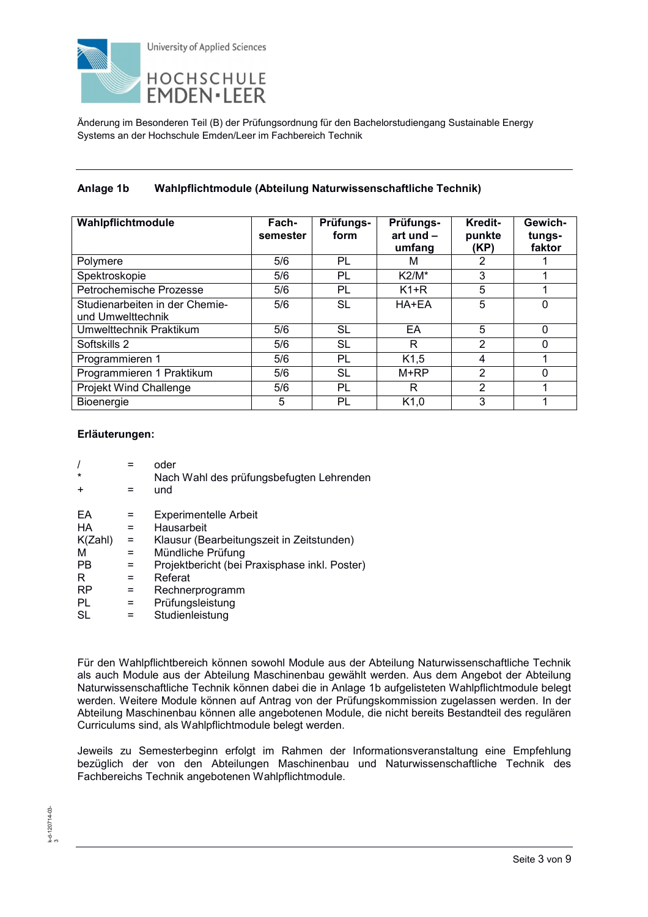Änderung im Besonderen Teil (B) der Prüfungsordnung für den Bachelorstudiengang Sustainable Energy Systems an der Hochschule Emden/Leer im Fachbereich Technik

## Anlage 1b Wahlpflichtmodule (Abteilung Naturwissenschaftliche Technik)

| Wahlpflichtmodule | Fach-semester | Prüfungs-form | Prüfungs-art und – umfang | Kredit-punkte (KP) | Gewich-tungs-faktor |
|---|---|---|---|---|---|
| Polymere | 5/6 | PL | M | 2 | 1 |
| Spektroskopie | 5/6 | PL | K2/M* | 3 | 1 |
| Petrochemische Prozesse | 5/6 | PL | K1+R | 5 | 1 |
| Studienarbeiten in der Chemie- und Umwelttechnik | 5/6 | SL | HA+EA | 5 | 0 |
| Umwelttechnik Praktikum | 5/6 | SL | EA | 5 | 0 |
| Softskills 2 | 5/6 | SL | R | 2 | 0 |
| Programmieren 1 | 5/6 | PL | K1,5 | 4 | 1 |
| Programmieren 1 Praktikum | 5/6 | SL | M+RP | 2 | 0 |
| Projekt Wind Challenge | 5/6 | PL | R | 2 | 1 |
| Bioenergie | 5 | PL | K1,0 | 3 | 1 |

**Erläuterungen:**

| | | |
|---|---|---|
| / | = | oder |
| * | | Nach Wahl des prüfungsbefugten Lehrenden |
| + | = | und |
| EA | = | Experimentelle Arbeit |
| HA | = | Hausarbeit |
| K(Zahl) | = | Klausur (Bearbeitungszeit in Zeitstunden) |
| M | = | Mündliche Prüfung |
| PB | = | Projektbericht (bei Praxisphase inkl. Poster) |
| R | = | Referat |
| RP | = | Rechnerprogramm |
| PL | = | Prüfungsleistung |
| SL | = | Studienleistung |

Für den Wahlpflichtbereich können sowohl Module aus der Abteilung Naturwissenschaftliche Technik als auch Module aus der Abteilung Maschinenbau gewählt werden. Aus dem Angebot der Abteilung Naturwissenschaftliche Technik können dabei die in Anlage 1b aufgelisteten Wahlpflichtmodule belegt werden. Weitere Module können auf Antrag von der Prüfungskommission zugelassen werden. In der Abteilung Maschinenbau können alle angebotenen Module, die nicht bereits Bestandteil des regulären Curriculums sind, als Wahlpflichtmodule belegt werden.

Jeweils zu Semesterbeginn erfolgt im Rahmen der Informationsveranstaltung eine Empfehlung bezüglich der von den Abteilungen Maschinenbau und Naturwissenschaftliche Technik des Fachbereichs Technik angebotenen Wahlpflichtmodule.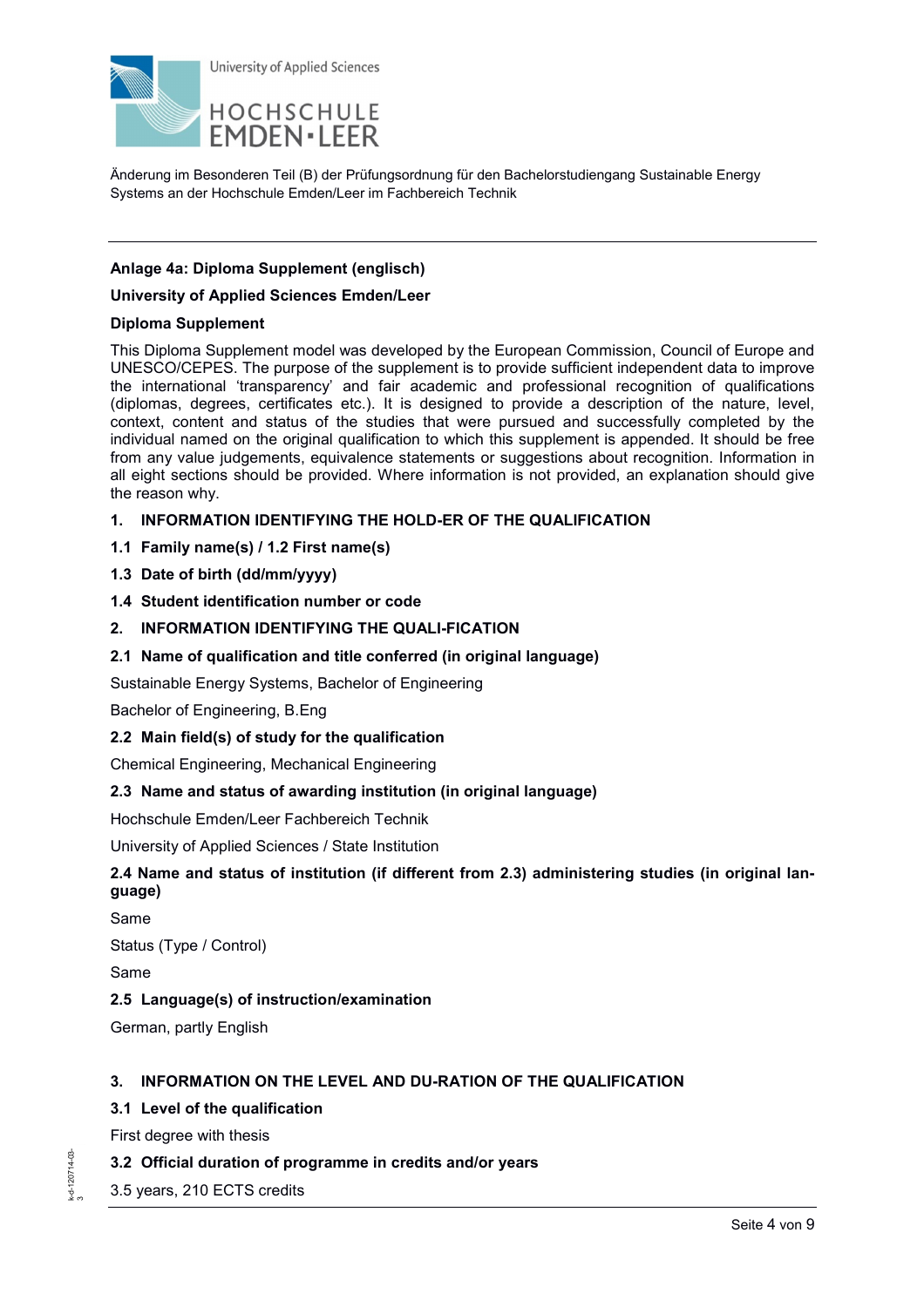Änderung im Besonderen Teil (B) der Prüfungsordnung für den Bachelorstudiengang Sustainable Energy Systems an der Hochschule Emden/Leer im Fachbereich Technik

---

**Anlage 4a: Diploma Supplement (englisch)**

**University of Applied Sciences Emden/Leer**

**Diploma Supplement**

This Diploma Supplement model was developed by the European Commission, Council of Europe and UNESCO/CEPES. The purpose of the supplement is to provide sufficient independent data to improve the international ‘transparency’ and fair academic and professional recognition of qualifications (diplomas, degrees, certificates etc.). It is designed to provide a description of the nature, level, context, content and status of the studies that were pursued and successfully completed by the individual named on the original qualification to which this supplement is appended. It should be free from any value judgements, equivalence statements or suggestions about recognition. Information in all eight sections should be provided. Where information is not provided, an explanation should give the reason why.

**1. INFORMATION IDENTIFYING THE HOLD-ER OF THE QUALIFICATION**

**1.1 Family name(s) / 1.2 First name(s)**

**1.3 Date of birth (dd/mm/yyyy)**

**1.4 Student identification number or code**

**2. INFORMATION IDENTIFYING THE QUALI-FICATION**

**2.1 Name of qualification and title conferred (in original language)**

Sustainable Energy Systems, Bachelor of Engineering

Bachelor of Engineering, B.Eng

**2.2 Main field(s) of study for the qualification**

Chemical Engineering, Mechanical Engineering

**2.3 Name and status of awarding institution (in original language)**

Hochschule Emden/Leer Fachbereich Technik

University of Applied Sciences / State Institution

**2.4 Name and status of institution (if different from 2.3) administering studies (in original language)**

Same

Status (Type / Control)

Same

**2.5 Language(s) of instruction/examination**

German, partly English

**3. INFORMATION ON THE LEVEL AND DU-RATION OF THE QUALIFICATION**

**3.1 Level of the qualification**

First degree with thesis

**3.2 Official duration of programme in credits and/or years**

3.5 years, 210 ECTS credits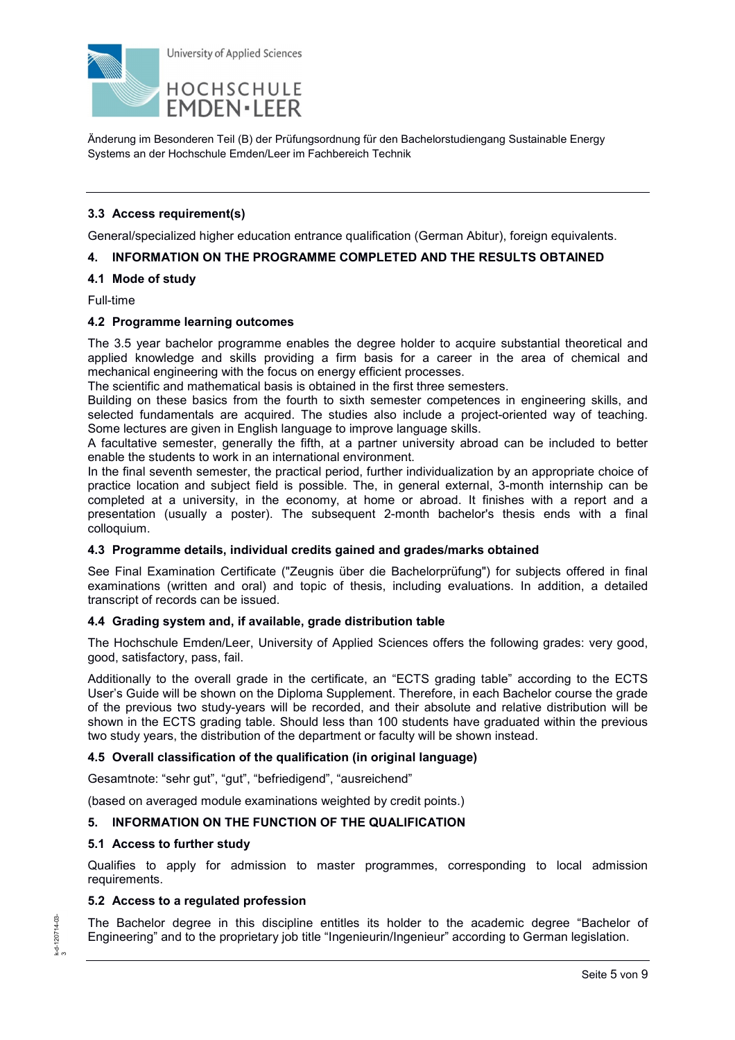### 3.3 Access requirement(s)

General/specialized higher education entrance qualification (German Abitur), foreign equivalents.

## 4. INFORMATION ON THE PROGRAMME COMPLETED AND THE RESULTS OBTAINED

### 4.1 Mode of study

Full-time

### 4.2 Programme learning outcomes

The 3.5 year bachelor programme enables the degree holder to acquire substantial theoretical and applied knowledge and skills providing a firm basis for a career in the area of chemical and mechanical engineering with the focus on energy efficient processes.
The scientific and mathematical basis is obtained in the first three semesters.
Building on these basics from the fourth to sixth semester competences in engineering skills, and selected fundamentals are acquired. The studies also include a project-oriented way of teaching. Some lectures are given in English language to improve language skills.
A facultative semester, generally the fifth, at a partner university abroad can be included to better enable the students to work in an international environment.
In the final seventh semester, the practical period, further individualization by an appropriate choice of practice location and subject field is possible. The, in general external, 3-month internship can be completed at a university, in the economy, at home or abroad. It finishes with a report and a presentation (usually a poster). The subsequent 2-month bachelor's thesis ends with a final colloquium.

### 4.3 Programme details, individual credits gained and grades/marks obtained

See Final Examination Certificate ("Zeugnis über die Bachelorprüfung") for subjects offered in final examinations (written and oral) and topic of thesis, including evaluations. In addition, a detailed transcript of records can be issued.

### 4.4 Grading system and, if available, grade distribution table

The Hochschule Emden/Leer, University of Applied Sciences offers the following grades: very good, good, satisfactory, pass, fail.

Additionally to the overall grade in the certificate, an "ECTS grading table" according to the ECTS User's Guide will be shown on the Diploma Supplement. Therefore, in each Bachelor course the grade of the previous two study-years will be recorded, and their absolute and relative distribution will be shown in the ECTS grading table. Should less than 100 students have graduated within the previous two study years, the distribution of the department or faculty will be shown instead.

### 4.5 Overall classification of the qualification (in original language)

Gesamtnote: "sehr gut", "gut", "befriedigend", "ausreichend"

(based on averaged module examinations weighted by credit points.)

## 5. INFORMATION ON THE FUNCTION OF THE QUALIFICATION

### 5.1 Access to further study

Qualifies to apply for admission to master programmes, corresponding to local admission requirements.

### 5.2 Access to a regulated profession

The Bachelor degree in this discipline entitles its holder to the academic degree "Bachelor of Engineering" and to the proprietary job title "Ingenieurin/Ingenieur" according to German legislation.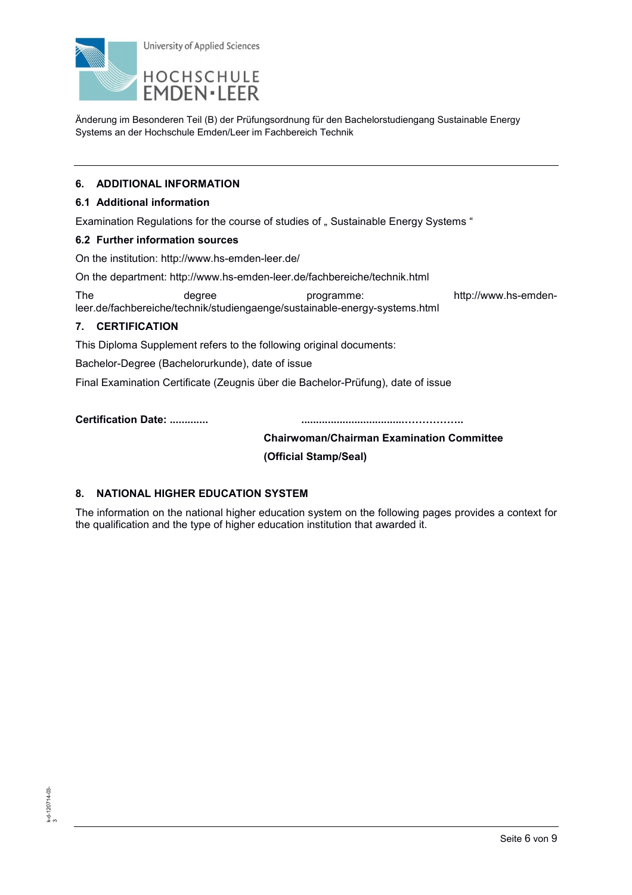## 6. ADDITIONAL INFORMATION

### 6.1 Additional information

Examination Regulations for the course of studies of „ Sustainable Energy Systems “

### 6.2 Further information sources

On the institution: http://www.hs-emden-leer.de/

On the department: http://www.hs-emden-leer.de/fachbereiche/technik.html

The degree programme: http://www.hs-emden-leer.de/fachbereiche/technik/studiengaenge/sustainable-energy-systems.html

## 7. CERTIFICATION

This Diploma Supplement refers to the following original documents:

Bachelor-Degree (Bachelorurkunde), date of issue

Final Examination Certificate (Zeugnis über die Bachelor-Prüfung), date of issue

**Certification Date: .............** **....................................……………..**

**Chairwoman/Chairman Examination Committee**

**(Official Stamp/Seal)**

## 8. NATIONAL HIGHER EDUCATION SYSTEM

The information on the national higher education system on the following pages provides a context for the qualification and the type of higher education institution that awarded it.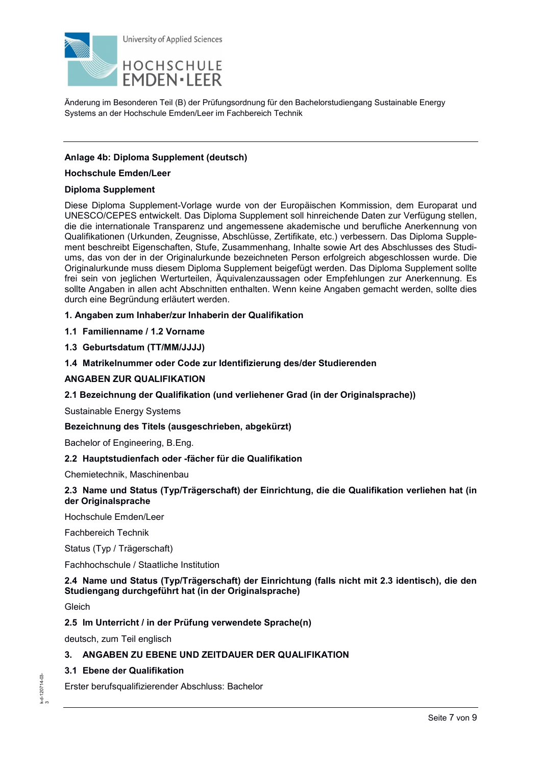Änderung im Besonderen Teil (B) der Prüfungsordnung für den Bachelorstudiengang Sustainable Energy Systems an der Hochschule Emden/Leer im Fachbereich Technik

**Anlage 4b: Diploma Supplement (deutsch)**

**Hochschule Emden/Leer**

**Diploma Supplement**

Diese Diploma Supplement-Vorlage wurde von der Europäischen Kommission, dem Europarat und UNESCO/CEPES entwickelt. Das Diploma Supplement soll hinreichende Daten zur Verfügung stellen, die die internationale Transparenz und angemessene akademische und berufliche Anerkennung von Qualifikationen (Urkunden, Zeugnisse, Abschlüsse, Zertifikate, etc.) verbessern. Das Diploma Supplement beschreibt Eigenschaften, Stufe, Zusammenhang, Inhalte sowie Art des Abschlusses des Studiums, das von der in der Originalurkunde bezeichneten Person erfolgreich abgeschlossen wurde. Die Originalurkunde muss diesem Diploma Supplement beigefügt werden. Das Diploma Supplement sollte frei sein von jeglichen Werturteilen, Äquivalenzaussagen oder Empfehlungen zur Anerkennung. Es sollte Angaben in allen acht Abschnitten enthalten. Wenn keine Angaben gemacht werden, sollte dies durch eine Begründung erläutert werden.

**1. Angaben zum Inhaber/zur Inhaberin der Qualifikation**

**1.1 Familienname / 1.2 Vorname**

**1.3 Geburtsdatum (TT/MM/JJJJ)**

**1.4 Matrikelnummer oder Code zur Identifizierung des/der Studierenden**

**ANGABEN ZUR QUALIFIKATION**

**2.1 Bezeichnung der Qualifikation (und verliehener Grad (in der Originalsprache))**

Sustainable Energy Systems

**Bezeichnung des Titels (ausgeschrieben, abgekürzt)**

Bachelor of Engineering, B.Eng.

**2.2 Hauptstudienfach oder -fächer für die Qualifikation**

Chemietechnik, Maschinenbau

**2.3 Name und Status (Typ/Trägerschaft) der Einrichtung, die die Qualifikation verliehen hat (in der Originalsprache**

Hochschule Emden/Leer

Fachbereich Technik

Status (Typ / Trägerschaft)

Fachhochschule / Staatliche Institution

**2.4 Name und Status (Typ/Trägerschaft) der Einrichtung (falls nicht mit 2.3 identisch), die den Studiengang durchgeführt hat (in der Originalsprache)**

Gleich

**2.5 Im Unterricht / in der Prüfung verwendete Sprache(n)**

deutsch, zum Teil englisch

**3. ANGABEN ZU EBENE UND ZEITDAUER DER QUALIFIKATION**

**3.1 Ebene der Qualifikation**

Erster berufsqualifizierender Abschluss: Bachelor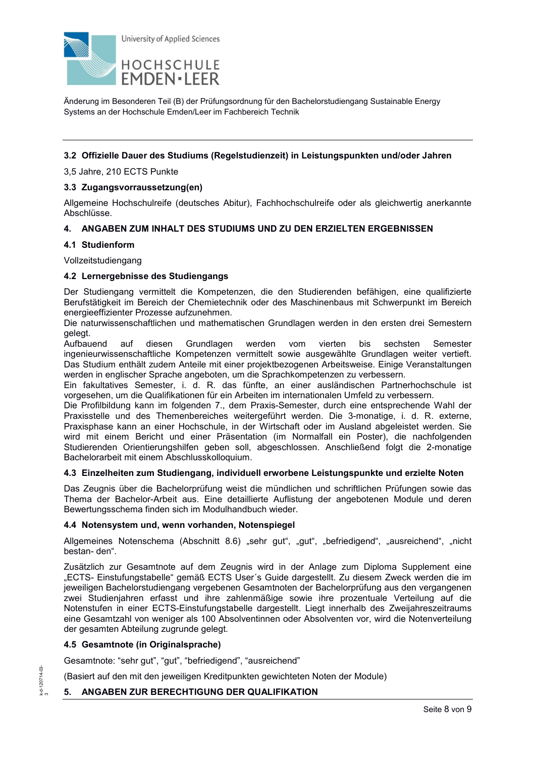### 3.2 Offizielle Dauer des Studiums (Regelstudienzeit) in Leistungspunkten und/oder Jahren

3,5 Jahre, 210 ECTS Punkte

### 3.3 Zugangsvorraussetzung(en)

Allgemeine Hochschulreife (deutsches Abitur), Fachhochschulreife oder als gleichwertig anerkannte Abschlüsse.

## 4. ANGABEN ZUM INHALT DES STUDIUMS UND ZU DEN ERZIELTEN ERGEBNISSEN

### 4.1 Studienform

Vollzeitstudiengang

### 4.2 Lernergebnisse des Studiengangs

Der Studiengang vermittelt die Kompetenzen, die den Studierenden befähigen, eine qualifizierte Berufstätigkeit im Bereich der Chemietechnik oder des Maschinenbaus mit Schwerpunkt im Bereich energieeffizienter Prozesse aufzunehmen.
Die naturwissenschaftlichen und mathematischen Grundlagen werden in den ersten drei Semestern gelegt.
Aufbauend auf diesen Grundlagen werden vom vierten bis sechsten Semester ingenieurwissenschaftliche Kompetenzen vermittelt sowie ausgewählte Grundlagen weiter vertieft. Das Studium enthält zudem Anteile mit einer projektbezogenen Arbeitsweise. Einige Veranstaltungen werden in englischer Sprache angeboten, um die Sprachkompetenzen zu verbessern.
Ein fakultatives Semester, i. d. R. das fünfte, an einer ausländischen Partnerhochschule ist vorgesehen, um die Qualifikationen für ein Arbeiten im internationalen Umfeld zu verbessern.
Die Profilbildung kann im folgenden 7., dem Praxis-Semester, durch eine entsprechende Wahl der Praxisstelle und des Themenbereiches weitergeführt werden. Die 3-monatige, i. d. R. externe, Praxisphase kann an einer Hochschule, in der Wirtschaft oder im Ausland abgeleistet werden. Sie wird mit einem Bericht und einer Präsentation (im Normalfall ein Poster), die nachfolgenden Studierenden Orientierungshilfen geben soll, abgeschlossen. Anschließend folgt die 2-monatige Bachelorarbeit mit einem Abschlusskolloquium.

### 4.3 Einzelheiten zum Studiengang, individuell erworbene Leistungspunkte und erzielte Noten

Das Zeugnis über die Bachelorprüfung weist die mündlichen und schriftlichen Prüfungen sowie das Thema der Bachelor-Arbeit aus. Eine detaillierte Auflistung der angebotenen Module und deren Bewertungsschema finden sich im Modulhandbuch wieder.

### 4.4 Notensystem und, wenn vorhanden, Notenspiegel

Allgemeines Notenschema (Abschnitt 8.6) „sehr gut", „gut", „befriedigend", „ausreichend", „nicht bestan- den".

Zusätzlich zur Gesamtnote auf dem Zeugnis wird in der Anlage zum Diploma Supplement eine „ECTS- Einstufungstabelle" gemäß ECTS User´s Guide dargestellt. Zu diesem Zweck werden die im jeweiligen Bachelorstudiengang vergebenen Gesamtnoten der Bachelorprüfung aus den vergangenen zwei Studienjahren erfasst und ihre zahlenmäßige sowie ihre prozentuale Verteilung auf die Notenstufen in einer ECTS-Einstufungstabelle dargestellt. Liegt innerhalb des Zweijahreszeitraums eine Gesamtzahl von weniger als 100 Absolventinnen oder Absolventen vor, wird die Notenverteilung der gesamten Abteilung zugrunde gelegt.

### 4.5 Gesamtnote (in Originalsprache)

Gesamtnote: "sehr gut", "gut", "befriedigend", "ausreichend"

(Basiert auf den mit den jeweiligen Kreditpunkten gewichteten Noten der Module)

## 5. ANGABEN ZUR BERECHTIGUNG DER QUALIFIKATION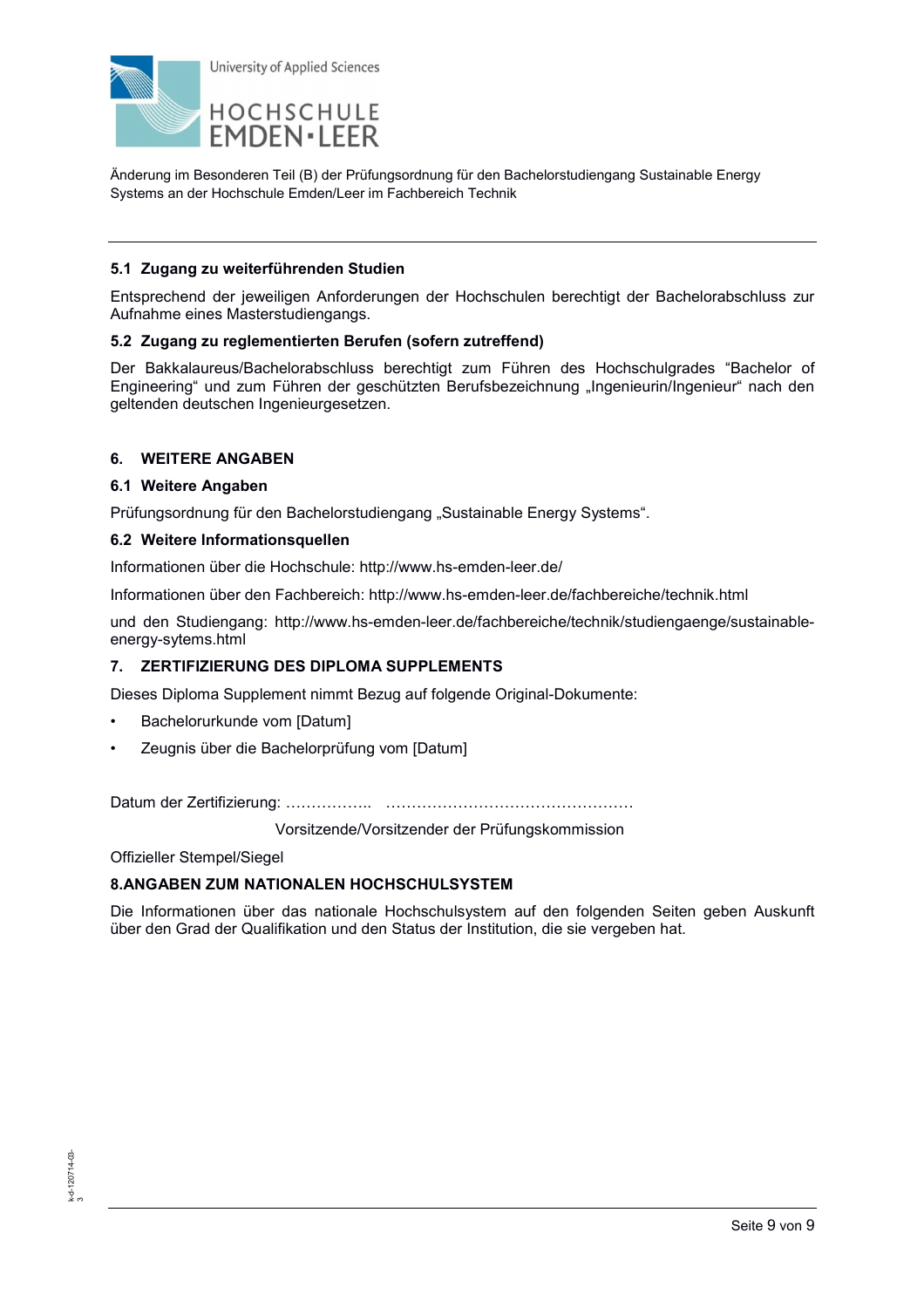### 5.1 Zugang zu weiterführenden Studien

Entsprechend der jeweiligen Anforderungen der Hochschulen berechtigt der Bachelorabschluss zur Aufnahme eines Masterstudiengangs.

### 5.2 Zugang zu reglementierten Berufen (sofern zutreffend)

Der Bakkalaureus/Bachelorabschluss berechtigt zum Führen des Hochschulgrades "Bachelor of Engineering" und zum Führen der geschützten Berufsbezeichnung „Ingenieurin/Ingenieur" nach den geltenden deutschen Ingenieurgesetzen.

## 6. WEITERE ANGABEN

### 6.1 Weitere Angaben

Prüfungsordnung für den Bachelorstudiengang „Sustainable Energy Systems".

### 6.2 Weitere Informationsquellen

Informationen über die Hochschule: http://www.hs-emden-leer.de/

Informationen über den Fachbereich: http://www.hs-emden-leer.de/fachbereiche/technik.html

und den Studiengang: http://www.hs-emden-leer.de/fachbereiche/technik/studiengaenge/sustainable-energy-sytems.html

## 7. ZERTIFIZIERUNG DES DIPLOMA SUPPLEMENTS

Dieses Diploma Supplement nimmt Bezug auf folgende Original-Dokumente:

- Bachelorurkunde vom [Datum]
- Zeugnis über die Bachelorprüfung vom [Datum]

Datum der Zertifizierung: …………….. …………………………………………

Vorsitzende/Vorsitzender der Prüfungskommission

Offizieller Stempel/Siegel

## 8. ANGABEN ZUM NATIONALEN HOCHSCHULSYSTEM

Die Informationen über das nationale Hochschulsystem auf den folgenden Seiten geben Auskunft über den Grad der Qualifikation und den Status der Institution, die sie vergeben hat.